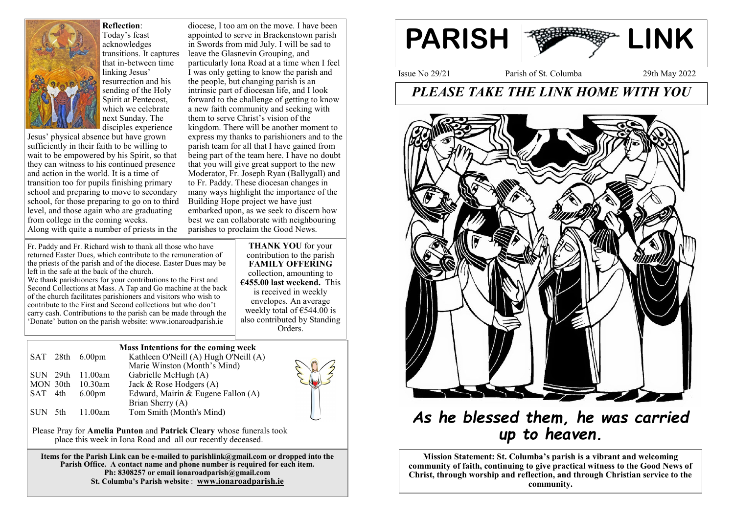**Reflection**: Today's feast acknowledges transitions. It captures that in-between time linking Jesus' resurrection and his sending of the Holy Spirit at Pentecost, which we celebrate next Sunday. The disciples experience Jesus' physical absence but have grown sufficiently in their faith to be willing to wait to be empowered by his Spirit, so that they can witness to his continued presence and action in the world. It is a time of transition too for pupils finishing primary school and preparing to move to secondary school, for those preparing to go on to third level, and those again who are graduating from college in the coming weeks.

Along with quite a number of priests in the diocese, I too am on the move. I have been appointed to serve in Brackenstown parish in Swords from mid July. I will be sad to leave the Glasnevin Grouping, and particularly Iona Road at a time when I feel I was only getting to know the parish and the people, but changing parish is an intrinsic part of diocesan life, and I look forward to the challenge of getting to know a new faith community and seeking with them to serve Christ's vision of the kingdom. There will be another moment to express my thanks to parishioners and to the parish team for all that I have gained from being part of the team here. I have no doubt that you will give great support to the new Moderator, Fr. Joseph Ryan (Ballygall) and to Fr. Paddy. These diocesan changes in many ways highlight the importance of the Building Hope project we have just embarked upon, as we seek to discern how best we can collaborate with neighbouring parishes to proclaim the Good News.

Fr. Paddy and Fr. Richard wish to thank all those who have returned Easter Dues, which contribute to the remuneration of the priests of the parish and of the diocese. Easter Dues may be left in the safe at the back of the church.

We thank parishioners for your contributions to the First and Second Collections at Mass. A Tap and Go machine at the back of the church facilitates parishioners and visitors who wish to contribute to the First and Second collections but who don't carry cash. Contributions to the parish can be made through the 'Donate' button on the parish website: www.ionaroadparish.ie

**THANK YOU** for your contribution to the parish **FAMILY OFFERING** collection, amounting to **€455.00 last weekend.** This is received in weekly envelopes. An average weekly total of €544.00 is also contributed by Standing Orders.

**Mass Intentions for the coming week**

| | | | |
|---|---|---|---|
| SAT | 28th | 6.00pm | Kathleen O'Neill (A) Hugh O'Neill (A) |
| | | | Marie Winston (Month's Mind) |
| SUN | 29th | 11.00am | Gabrielle McHugh (A) |
| MON | 30th | 10.30am | Jack & Rose Hodgers (A) |
| SAT | 4th | 6.00pm | Edward, Mairín & Eugene Fallon (A) |
| | | | Brian Sherry (A) |
| SUN | 5th | 11.00am | Tom Smith (Month's Mind) |

Please Pray for **Amelia Punton** and **Patrick Cleary** whose funerals took place this week in Iona Road and all our recently deceased.

**Items for the Parish Link can be e-mailed to parishlink@gmail.com or dropped into the Parish Office. A contact name and phone number is required for each item.**
**Ph: 8308257 or email ionaroadparish@gmail.com**
**St. Columba's Parish website : www.ionaroadparish.ie**

# PARISH LINK

Issue No 29/21 | Parish of St. Columba | 29th May 2022

## *PLEASE TAKE THE LINK HOME WITH YOU*

## *As he blessed them, he was carried up to heaven.*

**Mission Statement: St. Columba's parish is a vibrant and welcoming community of faith, continuing to give practical witness to the Good News of Christ, through worship and reflection, and through Christian service to the community.**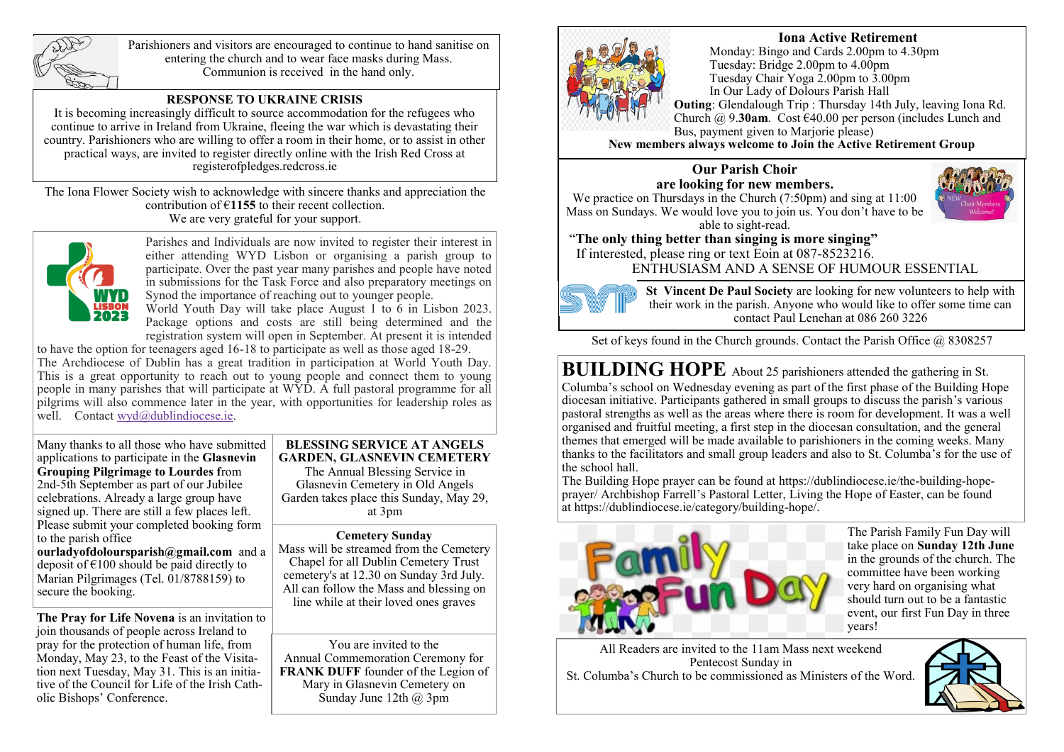Parishioners and visitors are encouraged to continue to hand sanitise on entering the church and to wear face masks during Mass. Communion is received in the hand only.

**RESPONSE TO UKRAINE CRISIS**

It is becoming increasingly difficult to source accommodation for the refugees who continue to arrive in Ireland from Ukraine, fleeing the war which is devastating their country. Parishioners who are willing to offer a room in their home, or to assist in other practical ways, are invited to register directly online with the Irish Red Cross at registerofpledges.redcross.ie

The Iona Flower Society wish to acknowledge with sincere thanks and appreciation the contribution of €**1155** to their recent collection. We are very grateful for your support.

Parishes and Individuals are now invited to register their interest in either attending WYD Lisbon or organising a parish group to participate. Over the past year many parishes and people have noted in submissions for the Task Force and also preparatory meetings on Synod the importance of reaching out to younger people.
World Youth Day will take place August 1 to 6 in Lisbon 2023. Package options and costs are still being determined and the registration system will open in September. At present it is intended to have the option for teenagers aged 16-18 to participate as well as those aged 18-29.
The Archdiocese of Dublin has a great tradition in participation at World Youth Day. This is a great opportunity to reach out to young people and connect them to young people in many parishes that will participate at WYD. A full pastoral programme for all pilgrims will also commence later in the year, with opportunities for leadership roles as well. Contact wyd@dublindiocese.ie.

Many thanks to all those who have submitted applications to participate in the **Glasnevin Grouping Pilgrimage to Lourdes f**rom 2nd-5th September as part of our Jubilee celebrations. Already a large group have signed up. There are still a few places left. Please submit your completed booking form to the parish office **ourladyofdoloursparish@gmail.com** and a deposit of €100 should be paid directly to Marian Pilgrimages (Tel. 01/8788159) to secure the booking.

**The Pray for Life Novena** is an invitation to join thousands of people across Ireland to pray for the protection of human life, from Monday, May 23, to the Feast of the Visitation next Tuesday, May 31. This is an initiative of the Council for Life of the Irish Catholic Bishops' Conference.

**BLESSING SERVICE AT ANGELS GARDEN, GLASNEVIN CEMETERY**

The Annual Blessing Service in Glasnevin Cemetery in Old Angels Garden takes place this Sunday, May 29, at 3pm

**Cemetery Sunday**

Mass will be streamed from the Cemetery Chapel for all Dublin Cemetery Trust cemetery's at 12.30 on Sunday 3rd July. All can follow the Mass and blessing on line while at their loved ones graves

You are invited to the Annual Commemoration Ceremony for **FRANK DUFF** founder of the Legion of Mary in Glasnevin Cemetery on Sunday June 12th @ 3pm

**Iona Active Retirement**

Monday: Bingo and Cards 2.00pm to 4.30pm
Tuesday: Bridge 2.00pm to 4.00pm
Tuesday Chair Yoga 2.00pm to 3.00pm
In Our Lady of Dolours Parish Hall

**Outing**: Glendalough Trip : Thursday 14th July, leaving Iona Rd. Church @ 9.**30am**. Cost €40.00 per person (includes Lunch and Bus, payment given to Marjorie please)

**New members always welcome to Join the Active Retirement Group**

**Our Parish Choir are looking for new members.**

We practice on Thursdays in the Church (7:50pm) and sing at 11:00 Mass on Sundays. We would love you to join us. You don't have to be able to sight-read.

"**The only thing better than singing is more singing"**

If interested, please ring or text Eoin at 087-8523216.

ENTHUSIASM AND A SENSE OF HUMOUR ESSENTIAL

**St Vincent De Paul Society** are looking for new volunteers to help with their work in the parish. Anyone who would like to offer some time can contact Paul Lenehan at 086 260 3226

Set of keys found in the Church grounds. Contact the Parish Office @ 8308257

**BUILDING HOPE** About 25 parishioners attended the gathering in St. Columba's school on Wednesday evening as part of the first phase of the Building Hope diocesan initiative. Participants gathered in small groups to discuss the parish's various pastoral strengths as well as the areas where there is room for development. It was a well organised and fruitful meeting, a first step in the diocesan consultation, and the general themes that emerged will be made available to parishioners in the coming weeks. Many thanks to the facilitators and small group leaders and also to St. Columba's for the use of the school hall.
The Building Hope prayer can be found at https://dublindiocese.ie/the-building-hope-prayer/ Archbishop Farrell's Pastoral Letter, Living the Hope of Easter, can be found at https://dublindiocese.ie/category/building-hope/.

The Parish Family Fun Day will take place on **Sunday 12th June** in the grounds of the church. The committee have been working very hard on organising what should turn out to be a fantastic event, our first Fun Day in three years!

All Readers are invited to the 11am Mass next weekend Pentecost Sunday in St. Columba's Church to be commissioned as Ministers of the Word.